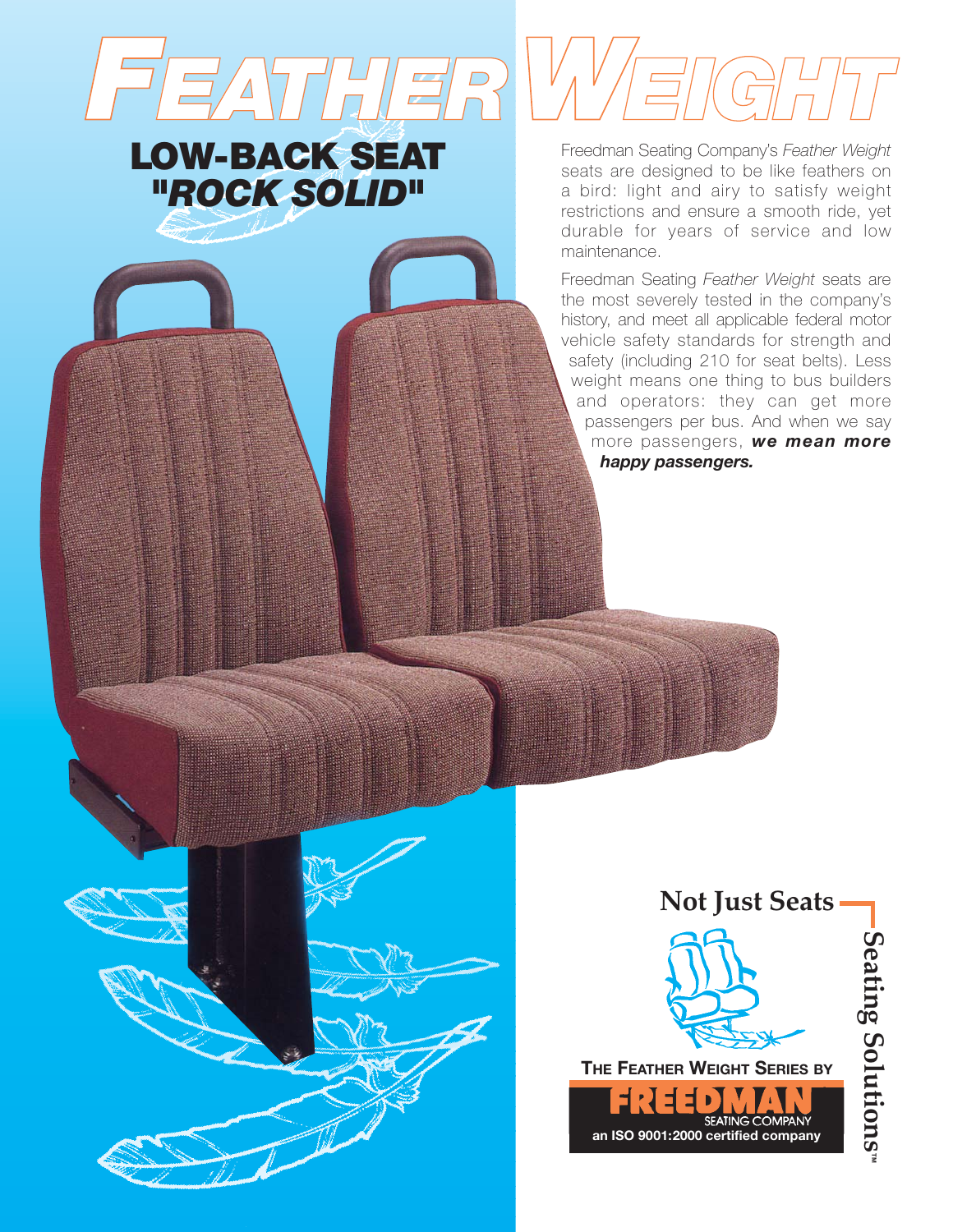# FEATHER WEIGHT

## LOW-BACK SEAT "*ROCK SOLID*"

Freedman Seating Company's *Feather Weight* seats are designed to be like feathers on a bird: light and airy to satisfy weight restrictions and ensure a smooth ride, yet durable for years of service and low maintenance.

Freedman Seating *Feather Weight* seats are the most severely tested in the company's history, and meet all applicable federal motor vehicle safety standards for strength and safety (including 210 for seat belts). Less weight means one thing to bus builders and operators: they can get more passengers per bus. And when we say more passengers, ***we mean more happy passengers.***

**Not Just Seats**

**Seating Solutions™**

**THE FEATHER WEIGHT SERIES BY**

**FREEDMAN** SEATING COMPANY

**an ISO 9001:2000 certified company**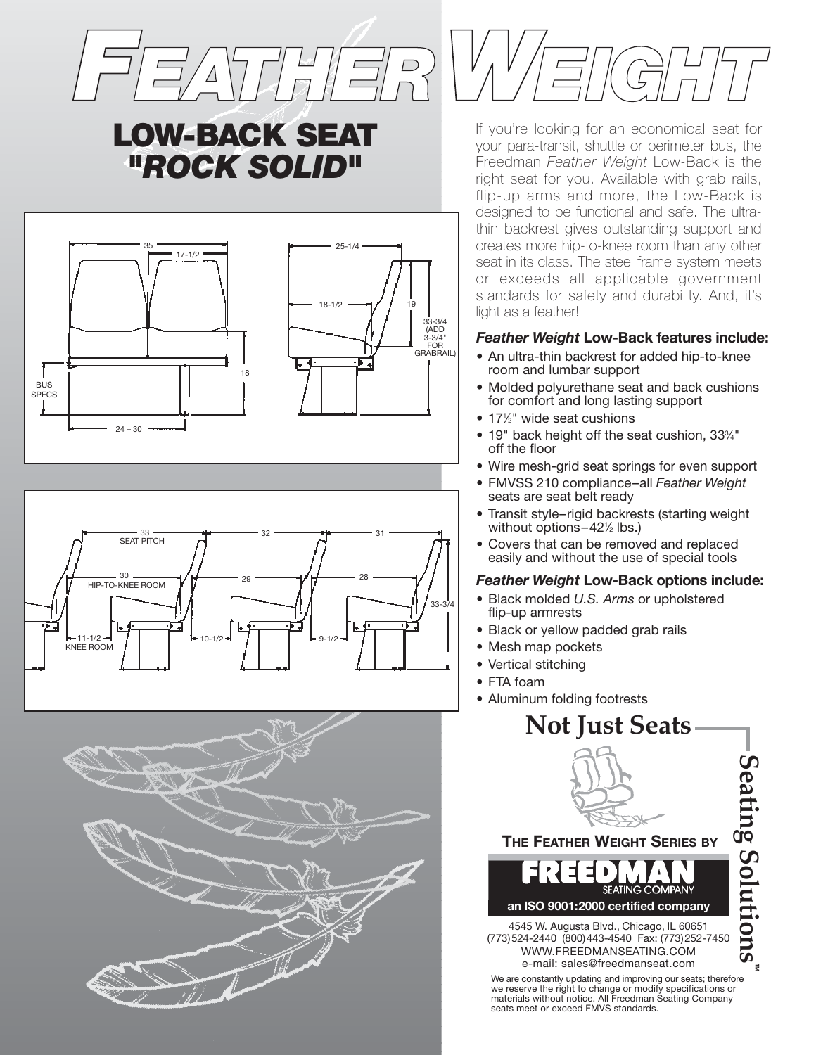# FEATHER WEIGHT

## LOW-BACK SEAT "*ROCK SOLID*"

35
17-1/2
BUS SPECS
24 – 30
18
25-1/4
18-1/2
19
33-3/4 (ADD 3-3/4" FOR GRABRAIL)

33 SEAT PITCH
32
31
30 HIP-TO-KNEE ROOM
29
28
11-1/2 KNEE ROOM
10-1/2
9-1/2
33-3/4

If you're looking for an economical seat for your para-transit, shuttle or perimeter bus, the Freedman *Feather Weight* Low-Back is the right seat for you. Available with grab rails, flip-up arms and more, the Low-Back is designed to be functional and safe. The ultra-thin backrest gives outstanding support and creates more hip-to-knee room than any other seat in its class. The steel frame system meets or exceeds all applicable government standards for safety and durability. And, it's light as a feather!

### *Feather Weight* Low-Back features include:

- An ultra-thin backrest for added hip-to-knee room and lumbar support
- Molded polyurethane seat and back cushions for comfort and long lasting support
- 17½" wide seat cushions
- 19" back height off the seat cushion, 33¾" off the floor
- Wire mesh-grid seat springs for even support
- FMVSS 210 compliance–all *Feather Weight* seats are seat belt ready
- Transit style–rigid backrests (starting weight without options–42½ lbs.)
- Covers that can be removed and replaced easily and without the use of special tools

### *Feather Weight* Low-Back options include:

- Black molded *U.S. Arms* or upholstered flip-up armrests
- Black or yellow padded grab rails
- Mesh map pockets
- Vertical stitching
- FTA foam
- Aluminum folding footrests

**Not Just Seats** — **Seating Solutions™**

**THE FEATHER WEIGHT SERIES BY**

**FREEDMAN SEATING COMPANY**

**an ISO 9001:2000 certified company**

4545 W. Augusta Blvd., Chicago, IL 60651
(773)524-2440 (800)443-4540 Fax: (773)252-7450
WWW.FREEDMANSEATING.COM
e-mail: sales@freedmanseat.com

We are constantly updating and improving our seats; therefore we reserve the right to change or modify specifications or materials without notice. All Freedman Seating Company seats meet or exceed FMVS standards.